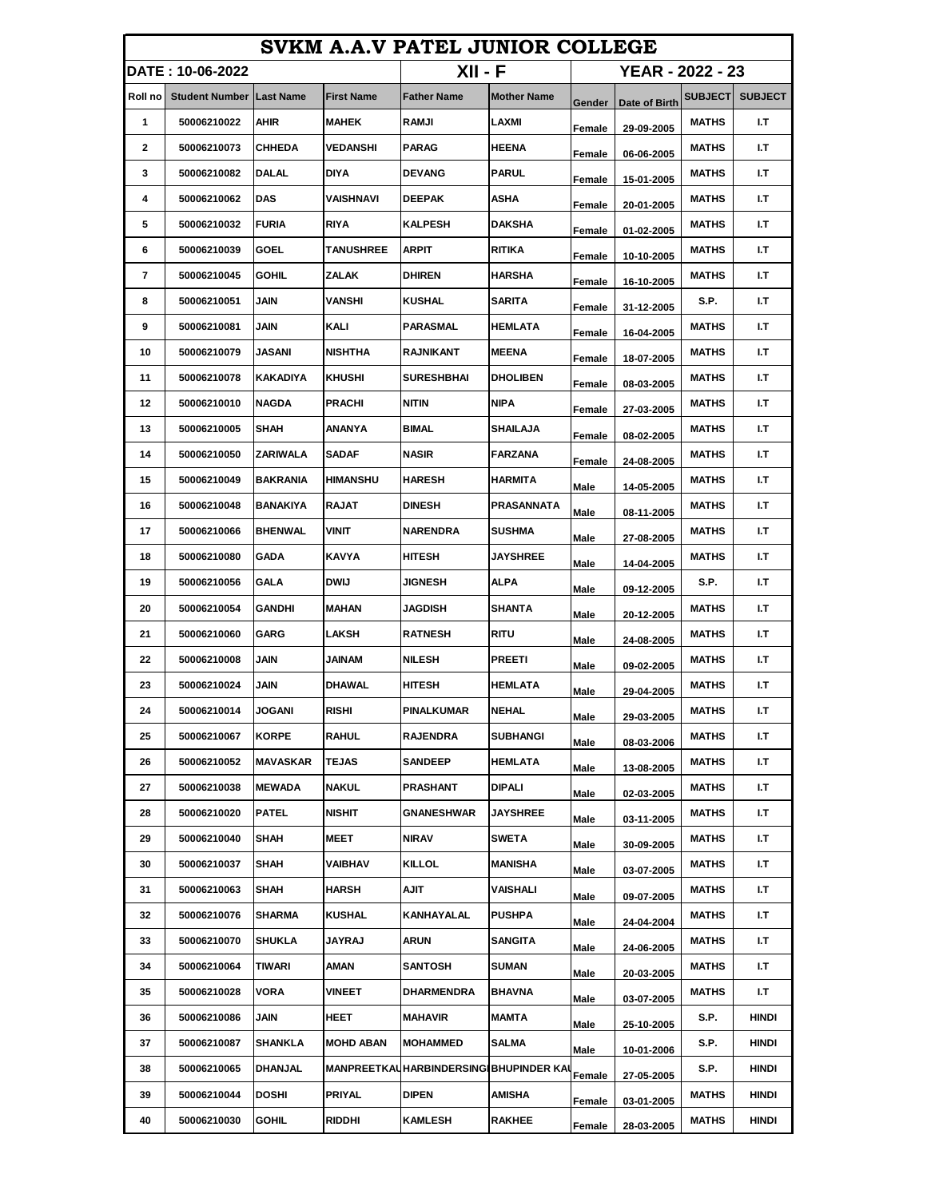# SVKM A.A.V PATEL JUNIOR COLLEGE

| DATE : 10-06-2022 | | | XII - F | | YEAR - 2022 - 23 | | | |
|---|---|---|---|---|---|---|---|---|

| Roll no | Student Number | Last Name | First Name | Father Name | Mother Name | Gender | Date of Birth | SUBJECT | SUBJECT |
|---|---|---|---|---|---|---|---|---|---|
| 1 | 50006210022 | AHIR | MAHEK | RAMJI | LAXMI | Female | 29-09-2005 | MATHS | I.T |
| 2 | 50006210073 | CHHEDA | VEDANSHI | PARAG | HEENA | Female | 06-06-2005 | MATHS | I.T |
| 3 | 50006210082 | DALAL | DIYA | DEVANG | PARUL | Female | 15-01-2005 | MATHS | I.T |
| 4 | 50006210062 | DAS | VAISHNAVI | DEEPAK | ASHA | Female | 20-01-2005 | MATHS | I.T |
| 5 | 50006210032 | FURIA | RIYA | KALPESH | DAKSHA | Female | 01-02-2005 | MATHS | I.T |
| 6 | 50006210039 | GOEL | TANUSHREE | ARPIT | RITIKA | Female | 10-10-2005 | MATHS | I.T |
| 7 | 50006210045 | GOHIL | ZALAK | DHIREN | HARSHA | Female | 16-10-2005 | MATHS | I.T |
| 8 | 50006210051 | JAIN | VANSHI | KUSHAL | SARITA | Female | 31-12-2005 | S.P. | I.T |
| 9 | 50006210081 | JAIN | KALI | PARASMAL | HEMLATA | Female | 16-04-2005 | MATHS | I.T |
| 10 | 50006210079 | JASANI | NISHTHA | RAJNIKANT | MEENA | Female | 18-07-2005 | MATHS | I.T |
| 11 | 50006210078 | KAKADIYA | KHUSHI | SURESHBHAI | DHOLIBEN | Female | 08-03-2005 | MATHS | I.T |
| 12 | 50006210010 | NAGDA | PRACHI | NITIN | NIPA | Female | 27-03-2005 | MATHS | I.T |
| 13 | 50006210005 | SHAH | ANANYA | BIMAL | SHAILAJA | Female | 08-02-2005 | MATHS | I.T |
| 14 | 50006210050 | ZARIWALA | SADAF | NASIR | FARZANA | Female | 24-08-2005 | MATHS | I.T |
| 15 | 50006210049 | BAKRANIA | HIMANSHU | HARESH | HARMITA | Male | 14-05-2005 | MATHS | I.T |
| 16 | 50006210048 | BANAKIYA | RAJAT | DINESH | PRASANNATA | Male | 08-11-2005 | MATHS | I.T |
| 17 | 50006210066 | BHENWAL | VINIT | NARENDRA | SUSHMA | Male | 27-08-2005 | MATHS | I.T |
| 18 | 50006210080 | GADA | KAVYA | HITESH | JAYSHREE | Male | 14-04-2005 | MATHS | I.T |
| 19 | 50006210056 | GALA | DWIJ | JIGNESH | ALPA | Male | 09-12-2005 | S.P. | I.T |
| 20 | 50006210054 | GANDHI | MAHAN | JAGDISH | SHANTA | Male | 20-12-2005 | MATHS | I.T |
| 21 | 50006210060 | GARG | LAKSH | RATNESH | RITU | Male | 24-08-2005 | MATHS | I.T |
| 22 | 50006210008 | JAIN | JAINAM | NILESH | PREETI | Male | 09-02-2005 | MATHS | I.T |
| 23 | 50006210024 | JAIN | DHAWAL | HITESH | HEMLATA | Male | 29-04-2005 | MATHS | I.T |
| 24 | 50006210014 | JOGANI | RISHI | PINALKUMAR | NEHAL | Male | 29-03-2005 | MATHS | I.T |
| 25 | 50006210067 | KORPE | RAHUL | RAJENDRA | SUBHANGI | Male | 08-03-2006 | MATHS | I.T |
| 26 | 50006210052 | MAVASKAR | TEJAS | SANDEEP | HEMLATA | Male | 13-08-2005 | MATHS | I.T |
| 27 | 50006210038 | MEWADA | NAKUL | PRASHANT | DIPALI | Male | 02-03-2005 | MATHS | I.T |
| 28 | 50006210020 | PATEL | NISHIT | GNANESHWAR | JAYSHREE | Male | 03-11-2005 | MATHS | I.T |
| 29 | 50006210040 | SHAH | MEET | NIRAV | SWETA | Male | 30-09-2005 | MATHS | I.T |
| 30 | 50006210037 | SHAH | VAIBHAV | KILLOL | MANISHA | Male | 03-07-2005 | MATHS | I.T |
| 31 | 50006210063 | SHAH | HARSH | AJIT | VAISHALI | Male | 09-07-2005 | MATHS | I.T |
| 32 | 50006210076 | SHARMA | KUSHAL | KANHAYALAL | PUSHPA | Male | 24-04-2004 | MATHS | I.T |
| 33 | 50006210070 | SHUKLA | JAYRAJ | ARUN | SANGITA | Male | 24-06-2005 | MATHS | I.T |
| 34 | 50006210064 | TIWARI | AMAN | SANTOSH | SUMAN | Male | 20-03-2005 | MATHS | I.T |
| 35 | 50006210028 | VORA | VINEET | DHARMENDRA | BHAVNA | Male | 03-07-2005 | MATHS | I.T |
| 36 | 50006210086 | JAIN | HEET | MAHAVIR | MAMTA | Male | 25-10-2005 | S.P. | HINDI |
| 37 | 50006210087 | SHANKLA | MOHD ABAN | MOHAMMED | SALMA | Male | 10-01-2006 | S.P. | HINDI |
| 38 | 50006210065 | DHANJAL | MANPREETKAU | HARBINDERSINGI | BHUPINDER KAU | Female | 27-05-2005 | S.P. | HINDI |
| 39 | 50006210044 | DOSHI | PRIYAL | DIPEN | AMISHA | Female | 03-01-2005 | MATHS | HINDI |
| 40 | 50006210030 | GOHIL | RIDDHI | KAMLESH | RAKHEE | Female | 28-03-2005 | MATHS | HINDI |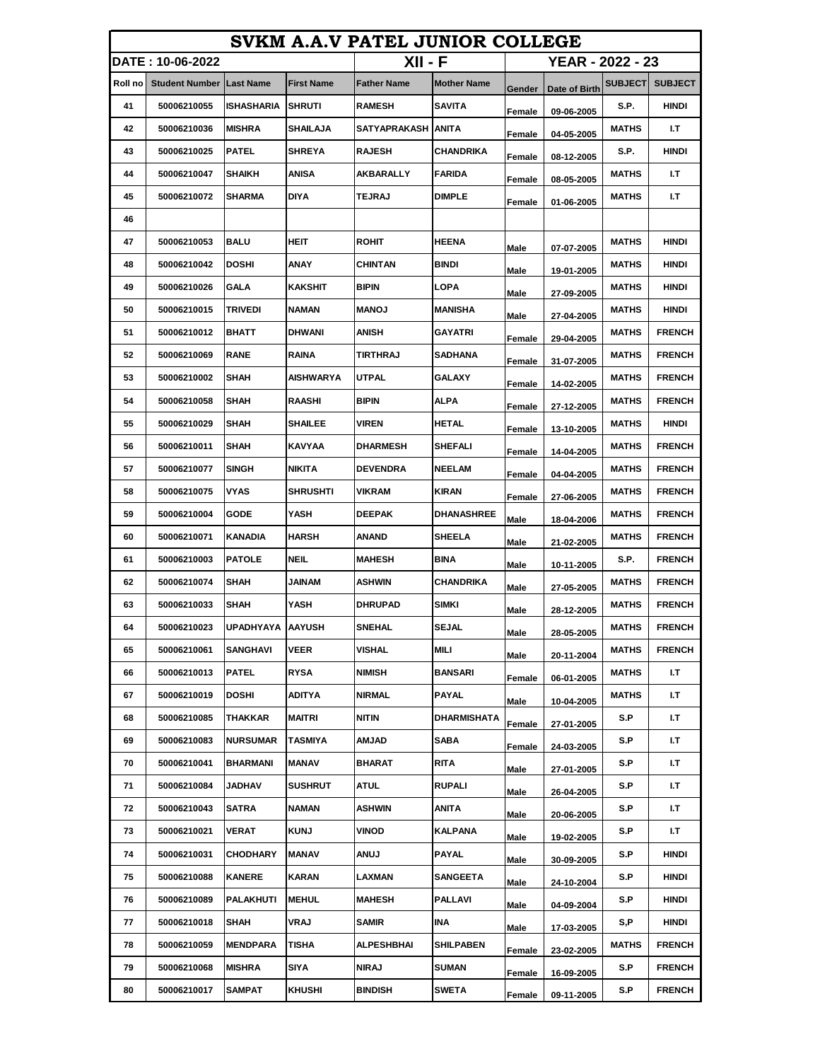# SVKM A.A.V PATEL JUNIOR COLLEGE

| DATE : 10-06-2022 | | | | XII - F | | YEAR - 2022 - 23 | | | |
|---|---|---|---|---|---|---|---|---|---|
| **Roll no** | **Student Number** | **Last Name** | **First Name** | **Father Name** | **Mother Name** | **Gender** | **Date of Birth** | **SUBJECT** | **SUBJECT** |
| 41 | 50006210055 | ISHASHARIA | SHRUTI | RAMESH | SAVITA | Female | 09-06-2005 | S.P. | HINDI |
| 42 | 50006210036 | MISHRA | SHAILAJA | SATYAPRAKASH | ANITA | Female | 04-05-2005 | MATHS | I.T |
| 43 | 50006210025 | PATEL | SHREYA | RAJESH | CHANDRIKA | Female | 08-12-2005 | S.P. | HINDI |
| 44 | 50006210047 | SHAIKH | ANISA | AKBARALLY | FARIDA | Female | 08-05-2005 | MATHS | I.T |
| 45 | 50006210072 | SHARMA | DIYA | TEJRAJ | DIMPLE | Female | 01-06-2005 | MATHS | I.T |
| 46 | | | | | | | | | |
| 47 | 50006210053 | BALU | HEIT | ROHIT | HEENA | Male | 07-07-2005 | MATHS | HINDI |
| 48 | 50006210042 | DOSHI | ANAY | CHINTAN | BINDI | Male | 19-01-2005 | MATHS | HINDI |
| 49 | 50006210026 | GALA | KAKSHIT | BIPIN | LOPA | Male | 27-09-2005 | MATHS | HINDI |
| 50 | 50006210015 | TRIVEDI | NAMAN | MANOJ | MANISHA | Male | 27-04-2005 | MATHS | HINDI |
| 51 | 50006210012 | BHATT | DHWANI | ANISH | GAYATRI | Female | 29-04-2005 | MATHS | FRENCH |
| 52 | 50006210069 | RANE | RAINA | TIRTHRAJ | SADHANA | Female | 31-07-2005 | MATHS | FRENCH |
| 53 | 50006210002 | SHAH | AISHWARYA | UTPAL | GALAXY | Female | 14-02-2005 | MATHS | FRENCH |
| 54 | 50006210058 | SHAH | RAASHI | BIPIN | ALPA | Female | 27-12-2005 | MATHS | FRENCH |
| 55 | 50006210029 | SHAH | SHAILEE | VIREN | HETAL | Female | 13-10-2005 | MATHS | HINDI |
| 56 | 50006210011 | SHAH | KAVYAA | DHARMESH | SHEFALI | Female | 14-04-2005 | MATHS | FRENCH |
| 57 | 50006210077 | SINGH | NIKITA | DEVENDRA | NEELAM | Female | 04-04-2005 | MATHS | FRENCH |
| 58 | 50006210075 | VYAS | SHRUSHTI | VIKRAM | KIRAN | Female | 27-06-2005 | MATHS | FRENCH |
| 59 | 50006210004 | GODE | YASH | DEEPAK | DHANASHREE | Male | 18-04-2006 | MATHS | FRENCH |
| 60 | 50006210071 | KANADIA | HARSH | ANAND | SHEELA | Male | 21-02-2005 | MATHS | FRENCH |
| 61 | 50006210003 | PATOLE | NEIL | MAHESH | BINA | Male | 10-11-2005 | S.P. | FRENCH |
| 62 | 50006210074 | SHAH | JAINAM | ASHWIN | CHANDRIKA | Male | 27-05-2005 | MATHS | FRENCH |
| 63 | 50006210033 | SHAH | YASH | DHRUPAD | SIMKI | Male | 28-12-2005 | MATHS | FRENCH |
| 64 | 50006210023 | UPADHYAYA | AAYUSH | SNEHAL | SEJAL | Male | 28-05-2005 | MATHS | FRENCH |
| 65 | 50006210061 | SANGHAVI | VEER | VISHAL | MILI | Male | 20-11-2004 | MATHS | FRENCH |
| 66 | 50006210013 | PATEL | RYSA | NIMISH | BANSARI | Female | 06-01-2005 | MATHS | I.T |
| 67 | 50006210019 | DOSHI | ADITYA | NIRMAL | PAYAL | Male | 10-04-2005 | MATHS | I.T |
| 68 | 50006210085 | THAKKAR | MAITRI | NITIN | DHARMISHATA | Female | 27-01-2005 | S.P | I.T |
| 69 | 50006210083 | NURSUMAR | TASMIYA | AMJAD | SABA | Female | 24-03-2005 | S.P | I.T |
| 70 | 50006210041 | BHARMANI | MANAV | BHARAT | RITA | Male | 27-01-2005 | S.P | I.T |
| 71 | 50006210084 | JADHAV | SUSHRUT | ATUL | RUPALI | Male | 26-04-2005 | S.P | I.T |
| 72 | 50006210043 | SATRA | NAMAN | ASHWIN | ANITA | Male | 20-06-2005 | S.P | I.T |
| 73 | 50006210021 | VERAT | KUNJ | VINOD | KALPANA | Male | 19-02-2005 | S.P | I.T |
| 74 | 50006210031 | CHODHARY | MANAV | ANUJ | PAYAL | Male | 30-09-2005 | S.P | HINDI |
| 75 | 50006210088 | KANERE | KARAN | LAXMAN | SANGEETA | Male | 24-10-2004 | S.P | HINDI |
| 76 | 50006210089 | PALAKHUTI | MEHUL | MAHESH | PALLAVI | Male | 04-09-2004 | S.P | HINDI |
| 77 | 50006210018 | SHAH | VRAJ | SAMIR | INA | Male | 17-03-2005 | S,P | HINDI |
| 78 | 50006210059 | MENDPARA | TISHA | ALPESHBHAI | SHILPABEN | Female | 23-02-2005 | MATHS | FRENCH |
| 79 | 50006210068 | MISHRA | SIYA | NIRAJ | SUMAN | Female | 16-09-2005 | S.P | FRENCH |
| 80 | 50006210017 | SAMPAT | KHUSHI | BINDISH | SWETA | Female | 09-11-2005 | S.P | FRENCH |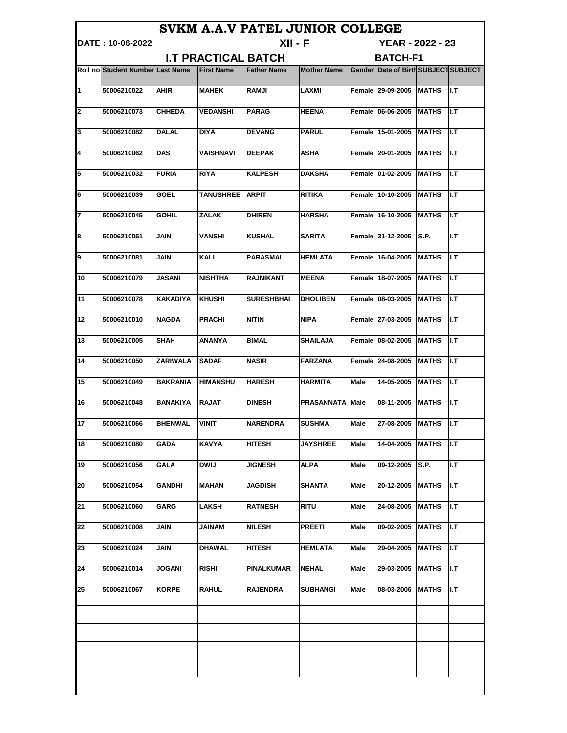# SVKM A.A.V PATEL JUNIOR COLLEGE

**DATE : 10-06-2022** **XII - F** **YEAR - 2022 - 23**

## I.T PRACTICAL BATCH

**BATCH-F1**

| Roll no | Student Number | Last Name | First Name | Father Name | Mother Name | Gender | Date of Birth | SUBJECT | SUBJECT |
|---|---|---|---|---|---|---|---|---|---|
| 1 | 50006210022 | AHIR | MAHEK | RAMJI | LAXMI | Female | 29-09-2005 | MATHS | I.T |
| 2 | 50006210073 | CHHEDA | VEDANSHI | PARAG | HEENA | Female | 06-06-2005 | MATHS | I.T |
| 3 | 50006210082 | DALAL | DIYA | DEVANG | PARUL | Female | 15-01-2005 | MATHS | I.T |
| 4 | 50006210062 | DAS | VAISHNAVI | DEEPAK | ASHA | Female | 20-01-2005 | MATHS | I.T |
| 5 | 50006210032 | FURIA | RIYA | KALPESH | DAKSHA | Female | 01-02-2005 | MATHS | I.T |
| 6 | 50006210039 | GOEL | TANUSHREE | ARPIT | RITIKA | Female | 10-10-2005 | MATHS | I.T |
| 7 | 50006210045 | GOHIL | ZALAK | DHIREN | HARSHA | Female | 16-10-2005 | MATHS | I.T |
| 8 | 50006210051 | JAIN | VANSHI | KUSHAL | SARITA | Female | 31-12-2005 | S.P. | I.T |
| 9 | 50006210081 | JAIN | KALI | PARASMAL | HEMLATA | Female | 16-04-2005 | MATHS | I.T |
| 10 | 50006210079 | JASANI | NISHTHA | RAJNIKANT | MEENA | Female | 18-07-2005 | MATHS | I.T |
| 11 | 50006210078 | KAKADIYA | KHUSHI | SURESHBHAI | DHOLIBEN | Female | 08-03-2005 | MATHS | I.T |
| 12 | 50006210010 | NAGDA | PRACHI | NITIN | NIPA | Female | 27-03-2005 | MATHS | I.T |
| 13 | 50006210005 | SHAH | ANANYA | BIMAL | SHAILAJA | Female | 08-02-2005 | MATHS | I.T |
| 14 | 50006210050 | ZARIWALA | SADAF | NASIR | FARZANA | Female | 24-08-2005 | MATHS | I.T |
| 15 | 50006210049 | BAKRANIA | HIMANSHU | HARESH | HARMITA | Male | 14-05-2005 | MATHS | I.T |
| 16 | 50006210048 | BANAKIYA | RAJAT | DINESH | PRASANNATA | Male | 08-11-2005 | MATHS | I.T |
| 17 | 50006210066 | BHENWAL | VINIT | NARENDRA | SUSHMA | Male | 27-08-2005 | MATHS | I.T |
| 18 | 50006210080 | GADA | KAVYA | HITESH | JAYSHREE | Male | 14-04-2005 | MATHS | I.T |
| 19 | 50006210056 | GALA | DWIJ | JIGNESH | ALPA | Male | 09-12-2005 | S.P. | I.T |
| 20 | 50006210054 | GANDHI | MAHAN | JAGDISH | SHANTA | Male | 20-12-2005 | MATHS | I.T |
| 21 | 50006210060 | GARG | LAKSH | RATNESH | RITU | Male | 24-08-2005 | MATHS | I.T |
| 22 | 50006210008 | JAIN | JAINAM | NILESH | PREETI | Male | 09-02-2005 | MATHS | I.T |
| 23 | 50006210024 | JAIN | DHAWAL | HITESH | HEMLATA | Male | 29-04-2005 | MATHS | I.T |
| 24 | 50006210014 | JOGANI | RISHI | PINALKUMAR | NEHAL | Male | 29-03-2005 | MATHS | I.T |
| 25 | 50006210067 | KORPE | RAHUL | RAJENDRA | SUBHANGI | Male | 08-03-2006 | MATHS | I.T |
| | | | | | | | | | |
| | | | | | | | | | |
| | | | | | | | | | |
| | | | | | | | | | |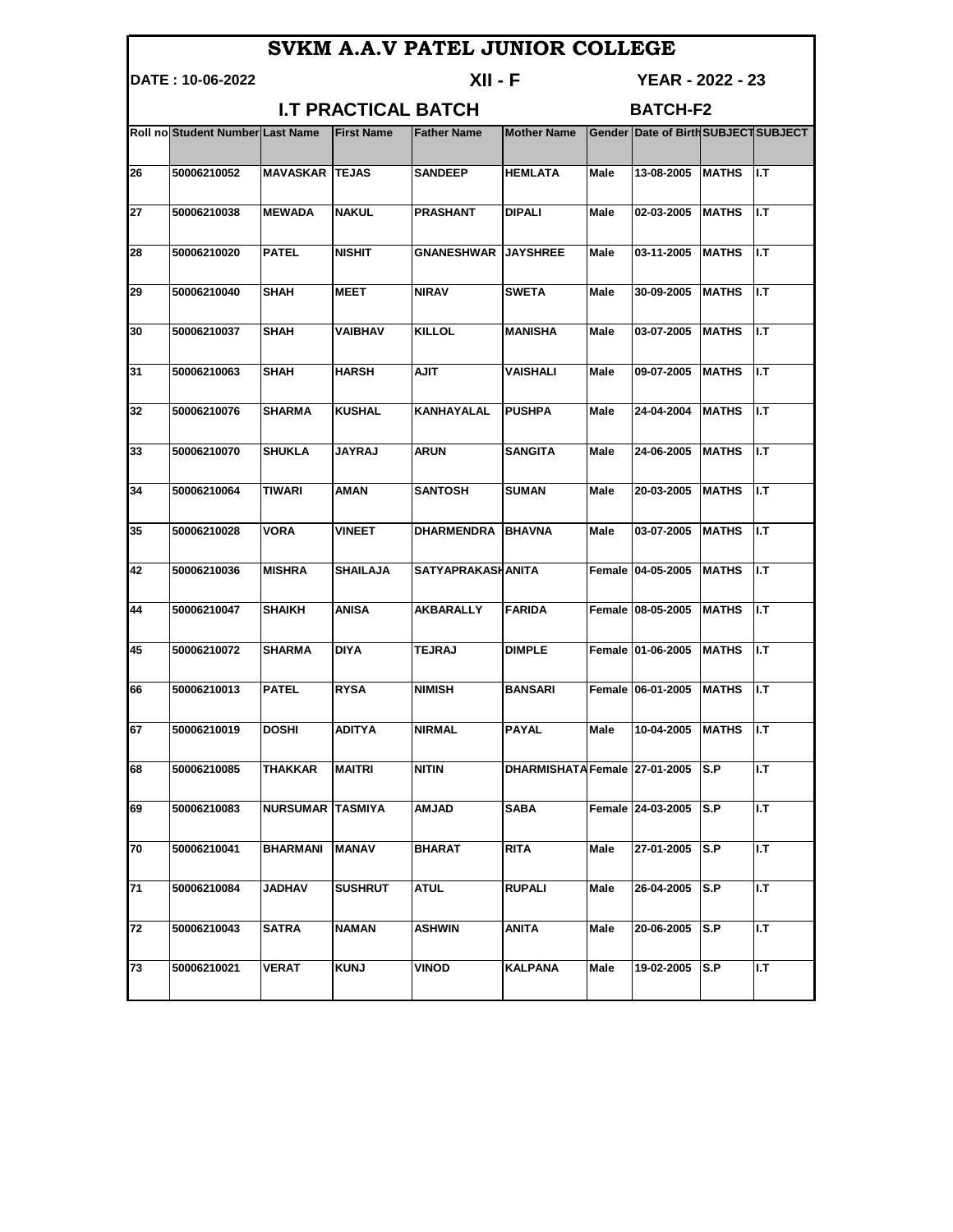# SVKM A.A.V PATEL JUNIOR COLLEGE

**DATE : 10-06-2022** **XII - F** **YEAR - 2022 - 23**

## I.T PRACTICAL BATCH BATCH-F2

| Roll no | Student Number | Last Name | First Name | Father Name | Mother Name | Gender | Date of Birth | SUBJECT | SUBJECT |
|---|---|---|---|---|---|---|---|---|---|
| 26 | 50006210052 | MAVASKAR | TEJAS | SANDEEP | HEMLATA | Male | 13-08-2005 | MATHS | I.T |
| 27 | 50006210038 | MEWADA | NAKUL | PRASHANT | DIPALI | Male | 02-03-2005 | MATHS | I.T |
| 28 | 50006210020 | PATEL | NISHIT | GNANESHWAR | JAYSHREE | Male | 03-11-2005 | MATHS | I.T |
| 29 | 50006210040 | SHAH | MEET | NIRAV | SWETA | Male | 30-09-2005 | MATHS | I.T |
| 30 | 50006210037 | SHAH | VAIBHAV | KILLOL | MANISHA | Male | 03-07-2005 | MATHS | I.T |
| 31 | 50006210063 | SHAH | HARSH | AJIT | VAISHALI | Male | 09-07-2005 | MATHS | I.T |
| 32 | 50006210076 | SHARMA | KUSHAL | KANHAYALAL | PUSHPA | Male | 24-04-2004 | MATHS | I.T |
| 33 | 50006210070 | SHUKLA | JAYRAJ | ARUN | SANGITA | Male | 24-06-2005 | MATHS | I.T |
| 34 | 50006210064 | TIWARI | AMAN | SANTOSH | SUMAN | Male | 20-03-2005 | MATHS | I.T |
| 35 | 50006210028 | VORA | VINEET | DHARMENDRA | BHAVNA | Male | 03-07-2005 | MATHS | I.T |
| 42 | 50006210036 | MISHRA | SHAILAJA | SATYAPRAKASH | ANITA | Female | 04-05-2005 | MATHS | I.T |
| 44 | 50006210047 | SHAIKH | ANISA | AKBARALLY | FARIDA | Female | 08-05-2005 | MATHS | I.T |
| 45 | 50006210072 | SHARMA | DIYA | TEJRAJ | DIMPLE | Female | 01-06-2005 | MATHS | I.T |
| 66 | 50006210013 | PATEL | RYSA | NIMISH | BANSARI | Female | 06-01-2005 | MATHS | I.T |
| 67 | 50006210019 | DOSHI | ADITYA | NIRMAL | PAYAL | Male | 10-04-2005 | MATHS | I.T |
| 68 | 50006210085 | THAKKAR | MAITRI | NITIN | DHARMISHATA | Female | 27-01-2005 | S.P | I.T |
| 69 | 50006210083 | NURSUMAR | TASMIYA | AMJAD | SABA | Female | 24-03-2005 | S.P | I.T |
| 70 | 50006210041 | BHARMANI | MANAV | BHARAT | RITA | Male | 27-01-2005 | S.P | I.T |
| 71 | 50006210084 | JADHAV | SUSHRUT | ATUL | RUPALI | Male | 26-04-2005 | S.P | I.T |
| 72 | 50006210043 | SATRA | NAMAN | ASHWIN | ANITA | Male | 20-06-2005 | S.P | I.T |
| 73 | 50006210021 | VERAT | KUNJ | VINOD | KALPANA | Male | 19-02-2005 | S.P | I.T |